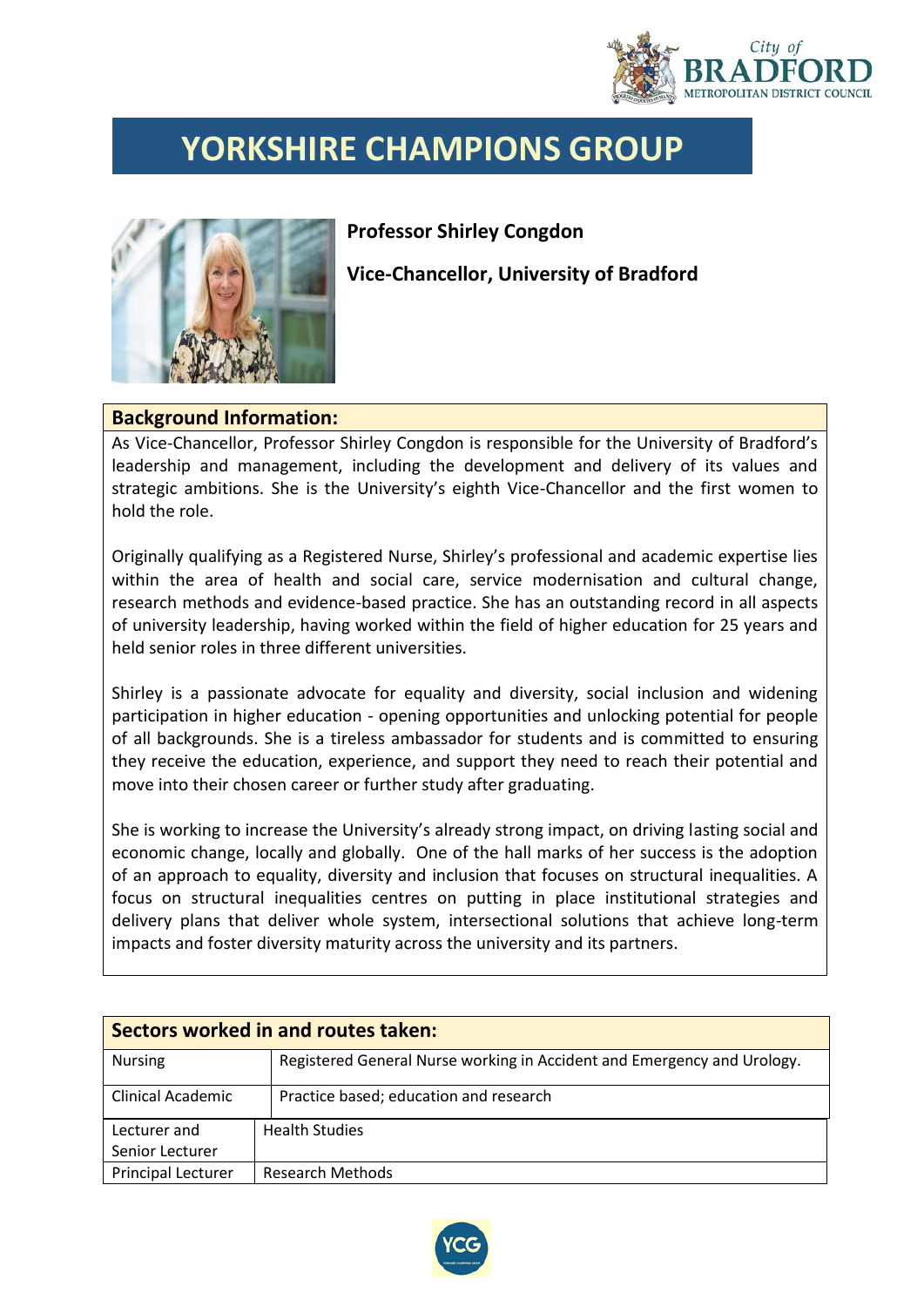# YORKSHIRE CHAMPIONS GROUP

**Professor Shirley Congdon**

**Vice-Chancellor, University of Bradford**

## Background Information:

As Vice-Chancellor, Professor Shirley Congdon is responsible for the University of Bradford's leadership and management, including the development and delivery of its values and strategic ambitions. She is the University's eighth Vice-Chancellor and the first women to hold the role.

Originally qualifying as a Registered Nurse, Shirley's professional and academic expertise lies within the area of health and social care, service modernisation and cultural change, research methods and evidence-based practice. She has an outstanding record in all aspects of university leadership, having worked within the field of higher education for 25 years and held senior roles in three different universities.

Shirley is a passionate advocate for equality and diversity, social inclusion and widening participation in higher education - opening opportunities and unlocking potential for people of all backgrounds. She is a tireless ambassador for students and is committed to ensuring they receive the education, experience, and support they need to reach their potential and move into their chosen career or further study after graduating.

She is working to increase the University's already strong impact, on driving lasting social and economic change, locally and globally. One of the hall marks of her success is the adoption of an approach to equality, diversity and inclusion that focuses on structural inequalities. A focus on structural inequalities centres on putting in place institutional strategies and delivery plans that deliver whole system, intersectional solutions that achieve long-term impacts and foster diversity maturity across the university and its partners.

## Sectors worked in and routes taken:

| | |
|---|---|
| Nursing | Registered General Nurse working in Accident and Emergency and Urology. |
| Clinical Academic | Practice based; education and research |
| Lecturer and Senior Lecturer | Health Studies |
| Principal Lecturer | Research Methods |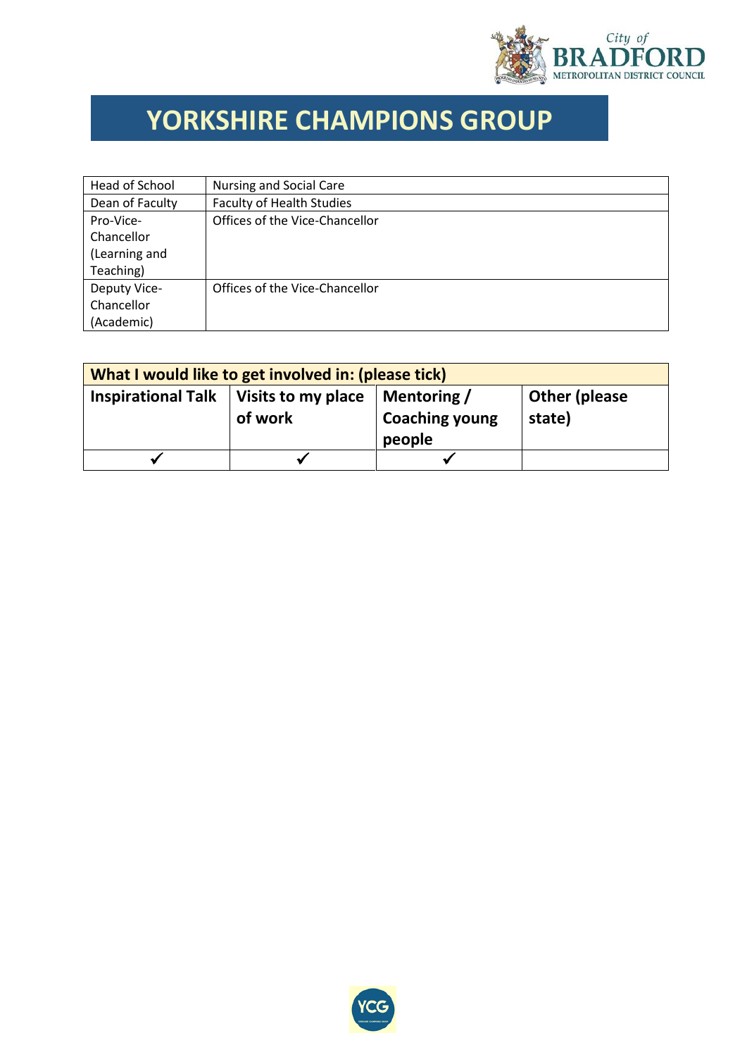# YORKSHIRE CHAMPIONS GROUP

| | |
|---|---|
| Head of School | Nursing and Social Care |
| Dean of Faculty | Faculty of Health Studies |
| Pro-Vice-Chancellor (Learning and Teaching) | Offices of the Vice-Chancellor |
| Deputy Vice-Chancellor (Academic) | Offices of the Vice-Chancellor |

**What I would like to get involved in: (please tick)**

| Inspirational Talk | Visits to my place of work | Mentoring / Coaching young people | Other (please state) |
|---|---|---|---|
| ✓ | ✓ | ✓ | |